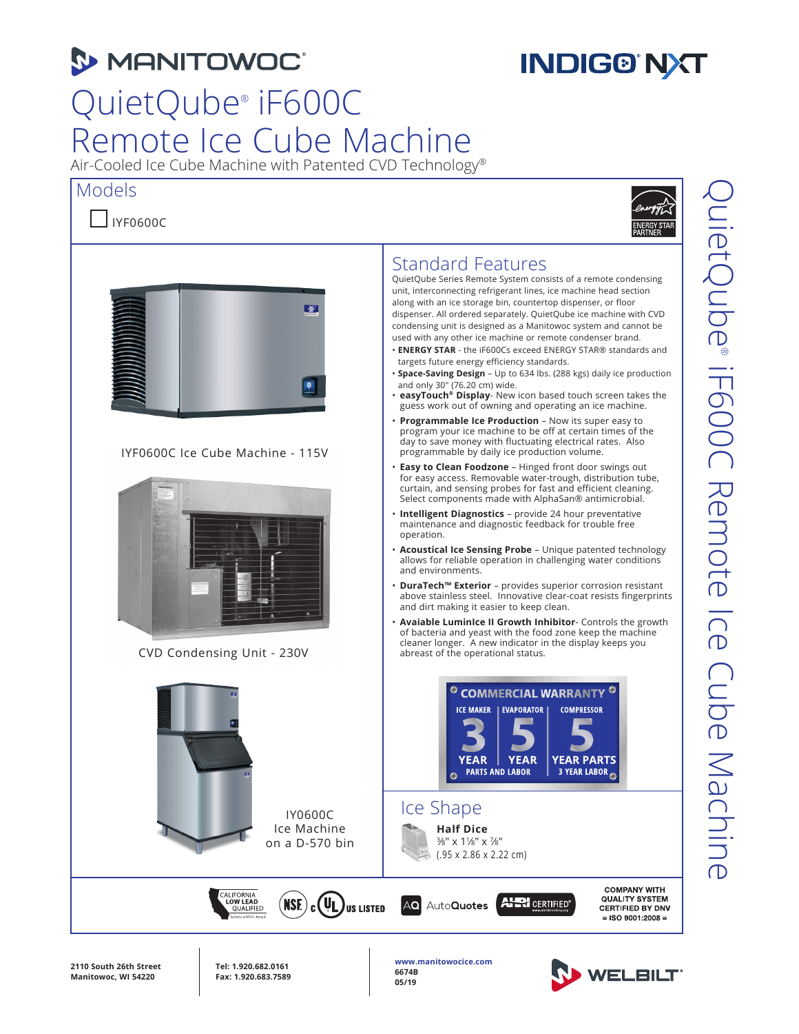# MANITOWOC

# INDIGO NXT

# QuietQube® iF600C Remote Ice Cube Machine

Air-Cooled Ice Cube Machine with Patented CVD Technology®

## Models

☐ IYF0600C

ENERGY STAR PARTNER

IYF0600C Ice Cube Machine - 115V

CVD Condensing Unit - 230V

IY0600C Ice Machine on a D-570 bin

## Standard Features

QuietQube Series Remote System consists of a remote condensing unit, interconnecting refrigerant lines, ice machine head section along with an ice storage bin, countertop dispenser, or floor dispenser. All ordered separately. QuietQube ice machine with CVD condensing unit is designed as a Manitowoc system and cannot be used with any other ice machine or remote condenser brand.

- **ENERGY STAR** - the iF600Cs exceed ENERGY STAR® standards and targets future energy efficiency standards.
- **Space-Saving Design** – Up to 634 lbs. (288 kgs) daily ice production and only 30" (76.20 cm) wide.
- **easyTouch® Display**- New icon based touch screen takes the guess work out of owning and operating an ice machine.
- **Programmable Ice Production** – Now its super easy to program your ice machine to be off at certain times of the day to save money with fluctuating electrical rates. Also programmable by daily ice production volume.
- **Easy to Clean Foodzone** – Hinged front door swings out for easy access. Removable water-trough, distribution tube, curtain, and sensing probes for fast and efficient cleaning. Select components made with AlphaSan® antimicrobial.
- **Intelligent Diagnostics** – provide 24 hour preventative maintenance and diagnostic feedback for trouble free operation.
- **Acoustical Ice Sensing Probe** – Unique patented technology allows for reliable operation in challenging water conditions and environments.
- **DuraTech™ Exterior** – provides superior corrosion resistant above stainless steel. Innovative clear-coat resists fingerprints and dirt making it easier to keep clean.
- **Avaiable LuminIce II Growth Inhibitor**- Controls the growth of bacteria and yeast with the food zone keep the machine cleaner longer. A new indicator in the display keeps you abreast of the operational status.

**COMMERCIAL WARRANTY**

| ICE MAKER | EVAPORATOR | COMPRESSOR |
|---|---|---|
| 3 YEAR | 5 YEAR | 5 YEAR PARTS |
| PARTS AND LABOR | | 3 YEAR LABOR |

## Ice Shape

**Half Dice**
⅜" x 1⅛" x ⅞"
(.95 x 2.86 x 2.22 cm)

CALIFORNIA LOW LEAD QUALIFIED · NSF · c UL US LISTED · AQ AutoQuotes · AHRI CERTIFIED · COMPANY WITH QUALITY SYSTEM CERTIFIED BY DNV = ISO 9001:2008 =

2110 South 26th Street
Manitowoc, WI 54220

Tel: 1.920.682.0161
Fax: 1.920.683.7589

www.manitowocice.com
6674B
05/19

WELBILT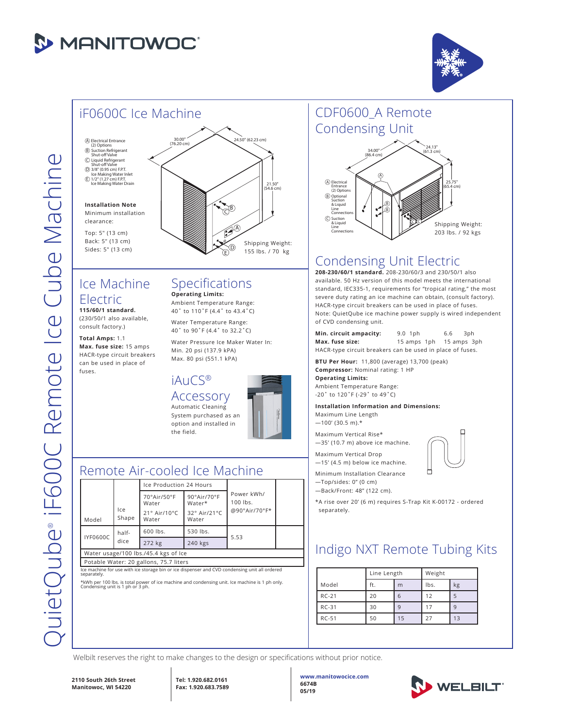# QuietQube® iF600C Remote Ice Cube Machine

## iF0600C Ice Machine

Ⓐ Electrical Entrance (2) Options
Ⓑ Suction Refrigerant Shut-off Valve
Ⓒ Liquid Refrigerant Shut-off Valve
Ⓓ 3/8" (0.95 cm) F.P.T. Ice Making Water Inlet
Ⓔ 1/2" (1.27 cm) F.P.T. Ice Making Water Drain

30.00" (76.20 cm)
24.50" (62.23 cm)
21.50" (54.6 cm)

**Installation Note**

Minimum installation clearance:

Top: 5" (13 cm)
Back: 5" (13 cm)
Sides: 5" (13 cm)

Shipping Weight: 155 lbs. / 70 kg

## Ice Machine Electric

**115/60/1 standard.** (230/50/1 also available, consult factory.)

**Total Amps:** 1.1
**Max. fuse size:** 15 amps
HACR-type circuit breakers can be used in place of fuses.

## Specifications

**Operating Limits:**

Ambient Temperature Range:
40˚ to 110˚F (4.4˚ to 43.4˚C)

Water Temperature Range:
40˚ to 90˚F (4.4˚ to 32.2˚C)

Water Pressure Ice Maker Water In:
Min. 20 psi (137.9 kPA)
Max. 80 psi (551.1 kPA)

## iAuCS® Accessory

Automatic Cleaning System purchased as an option and installed in the field.

## Remote Air-cooled Ice Machine

| Model | Ice Shape | Ice Production 24 Hours | | Power kWh/ 100 lbs. @90°Air/70°F* | |
|---|---|---|---|---|---|
| | | 70°Air/50°F Water<br>21° Air/10°C Water | 90°Air/70°F Water*<br>32° Air/21°C Water | | |
| IYF0600C | half-dice | 600 lbs. | 530 lbs. | 5.53 | |
| | | 272 kg | 240 kgs | | |
| Water usage/100 lbs./45.4 kgs of Ice | | | | | |
| Potable Water: 20 gallons, 75.7 liters | | | | | |

Ice machine for use with ice storage bin or ice dispenser and CVD condensing unit all ordered separately.

*kWh per 100 lbs. is total power of ice machine and condensing unit. Ice machine is 1 ph only. Condensing unit is 1 ph or 3 ph.

## CDF0600_A Remote Condensing Unit

Ⓐ Electrical Entrance (2) Options
Ⓑ Optional Suction & Liquid Line Connections
Ⓒ Suction & Liquid Line Connections

34.00" (86.4 cm)
24.13" (61.3 cm)
25.75" (65.4 cm)

Shipping Weight: 203 lbs. / 92 kgs

## Condensing Unit Electric

**208-230/60/1 standard.** 208-230/60/3 and 230/50/1 also available. 50 Hz version of this model meets the international standard, IEC335-1, requirements for "tropical rating," the most severe duty rating an ice machine can obtain, (consult factory). HACR-type circuit breakers can be used in place of fuses. Note: QuietQube ice machine power supply is wired independent of CVD condensing unit.

| | | |
|---|---|---|
| **Min. circuit ampacity:** | 9.0 1ph | 6.6 3ph |
| **Max. fuse size:** | 15 amps 1ph | 15 amps 3ph |

HACR-type circuit breakers can be used in place of fuses.

**BTU Per Hour:** 11,800 (average) 13,700 (peak)
**Compressor:** Nominal rating: 1 HP
**Operating Limits:**
Ambient Temperature Range:
-20˚ to 120˚F (-29˚ to 49˚C)

**Installation Information and Dimensions:**

Maximum Line Length
—100' (30.5 m).*

Maximum Vertical Rise*
—35' (10.7 m) above ice machine.

Maximum Vertical Drop
—15' (4.5 m) below ice machine.

Minimum Installation Clearance
—Top/sides: 0" (0 cm)
—Back/Front: 48" (122 cm).

*A rise over 20' (6 m) requires S-Trap Kit K-00172 - ordered separately.

## Indigo NXT Remote Tubing Kits

| Model | Line Length | | Weight | |
|---|---|---|---|---|
| | ft. | m | lbs. | kg |
| RC-21 | 20 | 6 | 12 | 5 |
| RC-31 | 30 | 9 | 17 | 9 |
| RC-51 | 50 | 15 | 27 | 13 |

Welbilt reserves the right to make changes to the design or specifications without prior notice.

**2110 South 26th Street**
**Manitowoc, WI 54220**

**Tel: 1.920.682.0161**
**Fax: 1.920.683.7589**

**www.manitowocice.com**
**6674B**
**05/19**